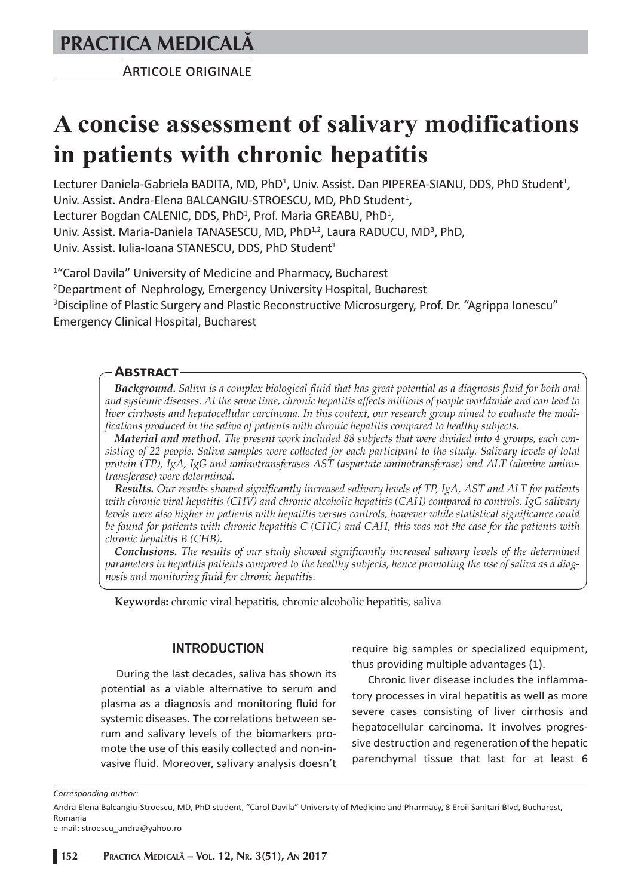PRACTICA MEDICALĂ

Articole originale

# A concise assessment of salivary modifications in patients with chronic hepatitis

Lecturer Daniela-Gabriela BADITA, MD, PhD[1], Univ. Assist. Dan PIPEREA-SIANU, DDS, PhD Student[1], Univ. Assist. Andra-Elena BALCANGIU-STROESCU, MD, PhD Student[1], Lecturer Bogdan CALENIC, DDS, PhD[1], Prof. Maria GREABU, PhD[1], Univ. Assist. Maria-Daniela TANASESCU, MD, PhD[1,2], Laura RADUCU, MD[3], PhD, Univ. Assist. Iulia-Ioana STANESCU, DDS, PhD Student[1]

[1]"Carol Davila" University of Medicine and Pharmacy, Bucharest
[2]Department of Nephrology, Emergency University Hospital, Bucharest
[3]Discipline of Plastic Surgery and Plastic Reconstructive Microsurgery, Prof. Dr. "Agrippa Ionescu" Emergency Clinical Hospital, Bucharest

## Abstract

***Background.*** *Saliva is a complex biological fluid that has great potential as a diagnosis fluid for both oral and systemic diseases. At the same time, chronic hepatitis affects millions of people worldwide and can lead to liver cirrhosis and hepatocellular carcinoma. In this context, our research group aimed to evaluate the modifications produced in the saliva of patients with chronic hepatitis compared to healthy subjects.*

***Material and method.*** *The present work included 88 subjects that were divided into 4 groups, each consisting of 22 people. Saliva samples were collected for each participant to the study. Salivary levels of total protein (TP), IgA, IgG and aminotransferases AST (aspartate aminotransferase) and ALT (alanine aminotransferase) were determined.*

***Results.*** *Our results showed significantly increased salivary levels of TP, IgA, AST and ALT for patients with chronic viral hepatitis (CHV) and chronic alcoholic hepatitis (CAH) compared to controls. IgG salivary levels were also higher in patients with hepatitis versus controls, however while statistical significance could be found for patients with chronic hepatitis C (CHC) and CAH, this was not the case for the patients with chronic hepatitis B (CHB).*

***Conclusions.*** *The results of our study showed significantly increased salivary levels of the determined parameters in hepatitis patients compared to the healthy subjects, hence promoting the use of saliva as a diagnosis and monitoring fluid for chronic hepatitis.*

**Keywords:** chronic viral hepatitis, chronic alcoholic hepatitis, saliva

## INTRODUCTION

During the last decades, saliva has shown its potential as a viable alternative to serum and plasma as a diagnosis and monitoring fluid for systemic diseases. The correlations between serum and salivary levels of the biomarkers promote the use of this easily collected and non-invasive fluid. Moreover, salivary analysis doesn't require big samples or specialized equipment, thus providing multiple advantages (1).

Chronic liver disease includes the inflammatory processes in viral hepatitis as well as more severe cases consisting of liver cirrhosis and hepatocellular carcinoma. It involves progressive destruction and regeneration of the hepatic parenchymal tissue that last for at least 6

*Corresponding author:*

Andra Elena Balcangiu-Stroescu, MD, PhD student, "Carol Davila" University of Medicine and Pharmacy, 8 Eroii Sanitari Blvd, Bucharest, Romania
e-mail: stroescu_andra@yahoo.ro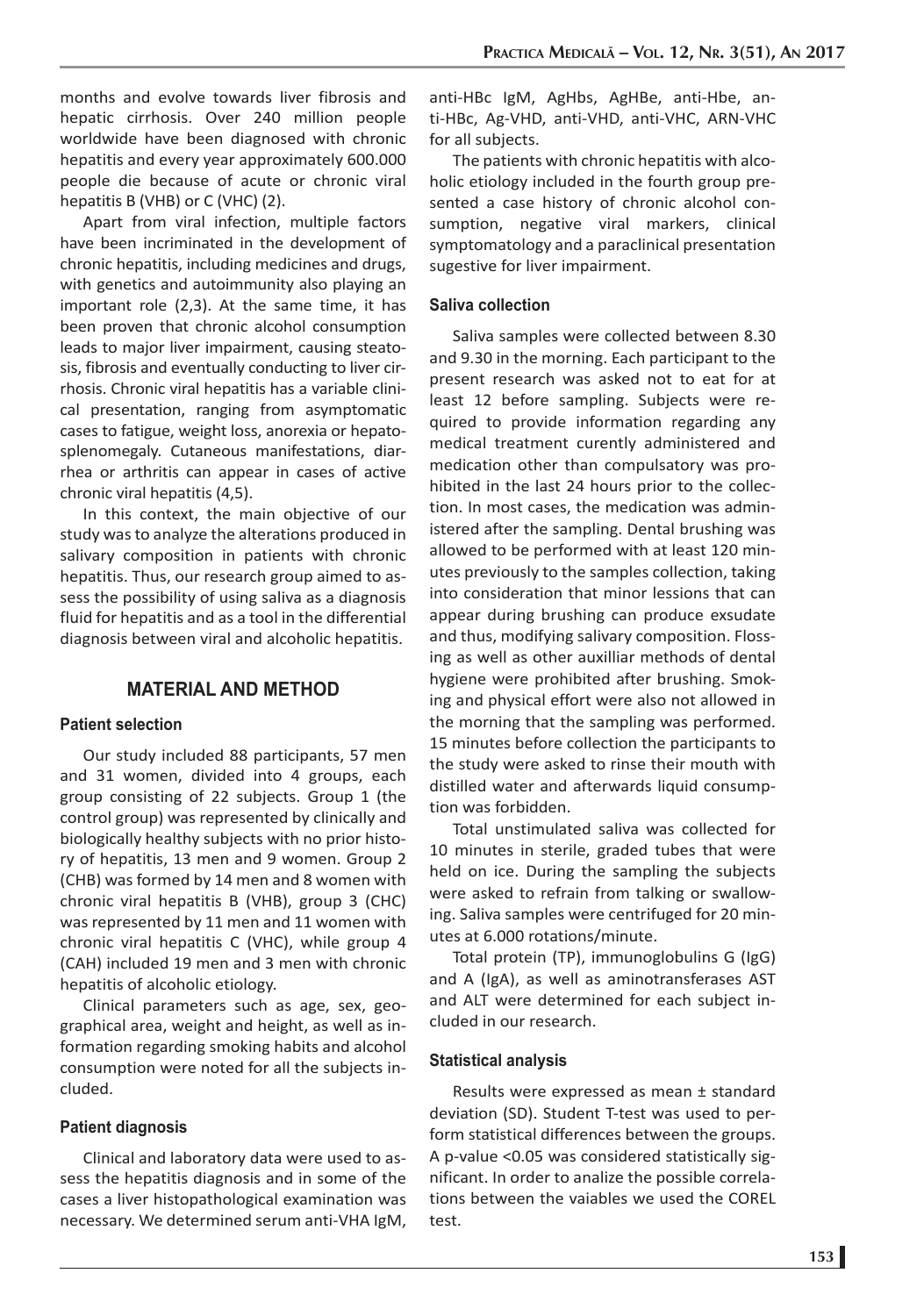months and evolve towards liver fibrosis and hepatic cirrhosis. Over 240 million people worldwide have been diagnosed with chronic hepatitis and every year approximately 600.000 people die because of acute or chronic viral hepatitis B (VHB) or C (VHC) (2).

Apart from viral infection, multiple factors have been incriminated in the development of chronic hepatitis, including medicines and drugs, with genetics and autoimmunity also playing an important role (2,3). At the same time, it has been proven that chronic alcohol consumption leads to major liver impairment, causing steatosis, fibrosis and eventually conducting to liver cirrhosis. Chronic viral hepatitis has a variable clinical presentation, ranging from asymptomatic cases to fatigue, weight loss, anorexia or hepatosplenomegaly. Cutaneous manifestations, diarrhea or arthritis can appear in cases of active chronic viral hepatitis (4,5).

In this context, the main objective of our study was to analyze the alterations produced in salivary composition in patients with chronic hepatitis. Thus, our research group aimed to assess the possibility of using saliva as a diagnosis fluid for hepatitis and as a tool in the differential diagnosis between viral and alcoholic hepatitis.

## MATERIAL AND METHOD

### Patient selection

Our study included 88 participants, 57 men and 31 women, divided into 4 groups, each group consisting of 22 subjects. Group 1 (the control group) was represented by clinically and biologically healthy subjects with no prior history of hepatitis, 13 men and 9 women. Group 2 (CHB) was formed by 14 men and 8 women with chronic viral hepatitis B (VHB), group 3 (CHC) was represented by 11 men and 11 women with chronic viral hepatitis C (VHC), while group 4 (CAH) included 19 men and 3 men with chronic hepatitis of alcoholic etiology.

Clinical parameters such as age, sex, geographical area, weight and height, as well as information regarding smoking habits and alcohol consumption were noted for all the subjects included.

### Patient diagnosis

Clinical and laboratory data were used to assess the hepatitis diagnosis and in some of the cases a liver histopathological examination was necessary. We determined serum anti-VHA IgM, anti-HBc IgM, AgHbs, AgHBe, anti-Hbe, anti-HBc, Ag-VHD, anti-VHD, anti-VHC, ARN-VHC for all subjects.

The patients with chronic hepatitis with alcoholic etiology included in the fourth group presented a case history of chronic alcohol consumption, negative viral markers, clinical symptomatology and a paraclinical presentation sugestive for liver impairment.

### Saliva collection

Saliva samples were collected between 8.30 and 9.30 in the morning. Each participant to the present research was asked not to eat for at least 12 before sampling. Subjects were required to provide information regarding any medical treatment curently administered and medication other than compulsatory was prohibited in the last 24 hours prior to the collection. In most cases, the medication was administered after the sampling. Dental brushing was allowed to be performed with at least 120 minutes previously to the samples collection, taking into consideration that minor lessions that can appear during brushing can produce exsudate and thus, modifying salivary composition. Flossing as well as other auxilliar methods of dental hygiene were prohibited after brushing. Smoking and physical effort were also not allowed in the morning that the sampling was performed. 15 minutes before collection the participants to the study were asked to rinse their mouth with distilled water and afterwards liquid consumption was forbidden.

Total unstimulated saliva was collected for 10 minutes in sterile, graded tubes that were held on ice. During the sampling the subjects were asked to refrain from talking or swallowing. Saliva samples were centrifuged for 20 minutes at 6.000 rotations/minute.

Total protein (TP), immunoglobulins G (IgG) and A (IgA), as well as aminotransferases AST and ALT were determined for each subject included in our research.

### Statistical analysis

Results were expressed as mean ± standard deviation (SD). Student T-test was used to perform statistical differences between the groups. A p-value <0.05 was considered statistically significant. In order to analize the possible correlations between the vaiables we used the COREL test.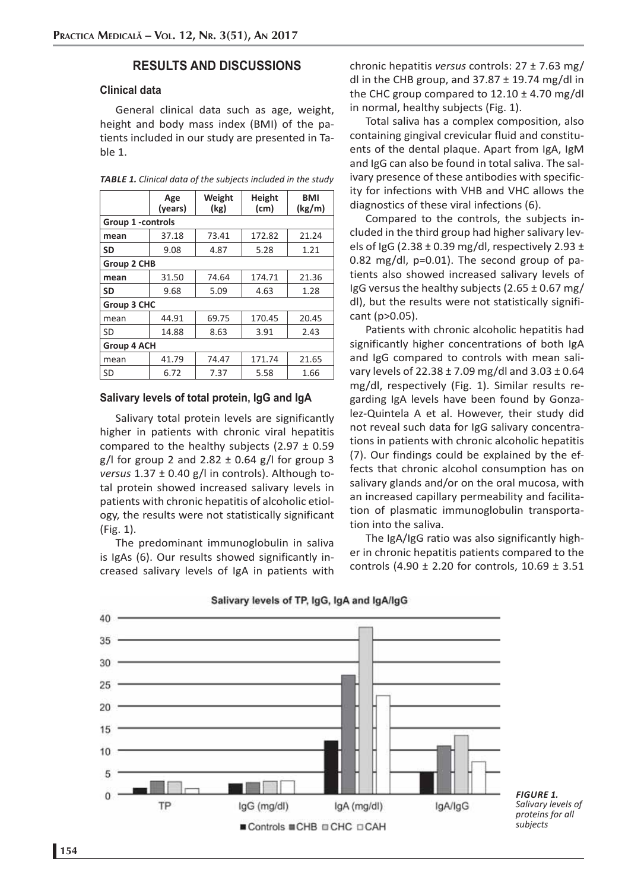## RESULTS AND DISCUSSIONS

### Clinical data

General clinical data such as age, weight, height and body mass index (BMI) of the patients included in our study are presented in Table 1.

*TABLE 1. Clinical data of the subjects included in the study*

| | Age (years) | Weight (kg) | Height (cm) | BMI (kg/m) |
|---|---|---|---|---|
| **Group 1 -controls** | | | | |
| **mean** | 37.18 | 73.41 | 172.82 | 21.24 |
| **SD** | 9.08 | 4.87 | 5.28 | 1.21 |
| **Group 2 CHB** | | | | |
| **mean** | 31.50 | 74.64 | 174.71 | 21.36 |
| **SD** | 9.68 | 5.09 | 4.63 | 1.28 |
| **Group 3 CHC** | | | | |
| mean | 44.91 | 69.75 | 170.45 | 20.45 |
| SD | 14.88 | 8.63 | 3.91 | 2.43 |
| **Group 4 ACH** | | | | |
| mean | 41.79 | 74.47 | 171.74 | 21.65 |
| SD | 6.72 | 7.37 | 5.58 | 1.66 |

### Salivary levels of total protein, IgG and IgA

Salivary total protein levels are significantly higher in patients with chronic viral hepatitis compared to the healthy subjects (2.97 ± 0.59 g/l for group 2 and 2.82 ± 0.64 g/l for group 3 *versus* 1.37 ± 0.40 g/l in controls). Although total protein showed increased salivary levels in patients with chronic hepatitis of alcoholic etiology, the results were not statistically significant (Fig. 1).

The predominant immunoglobulin in saliva is IgAs (6). Our results showed significantly increased salivary levels of IgA in patients with chronic hepatitis *versus* controls: 27 ± 7.63 mg/dl in the CHB group, and 37.87 ± 19.74 mg/dl in the CHC group compared to 12.10 ± 4.70 mg/dl in normal, healthy subjects (Fig. 1).

Total saliva has a complex composition, also containing gingival crevicular fluid and constituents of the dental plaque. Apart from IgA, IgM and IgG can also be found in total saliva. The salivary presence of these antibodies with specificity for infections with VHB and VHC allows the diagnostics of these viral infections (6).

Compared to the controls, the subjects included in the third group had higher salivary levels of IgG (2.38 ± 0.39 mg/dl, respectively 2.93 ± 0.82 mg/dl, p=0.01). The second group of patients also showed increased salivary levels of IgG versus the healthy subjects (2.65 ± 0.67 mg/dl), but the results were not statistically significant (p>0.05).

Patients with chronic alcoholic hepatitis had significantly higher concentrations of both IgA and IgG compared to controls with mean salivary levels of 22.38 ± 7.09 mg/dl and 3.03 ± 0.64 mg/dl, respectively (Fig. 1). Similar results regarding IgA levels have been found by Gonzalez-Quintela A et al. However, their study did not reveal such data for IgG salivary concentrations in patients with chronic alcoholic hepatitis (7). Our findings could be explained by the effects that chronic alcohol consumption has on salivary glands and/or on the oral mucosa, with an increased capillary permeability and facilitation of plasmatic immunoglobulin transportation into the saliva.

The IgA/IgG ratio was also significantly higher in chronic hepatitis patients compared to the controls (4.90 ± 2.20 for controls, 10.69 ± 3.51

*FIGURE 1. Salivary levels of proteins for all subjects*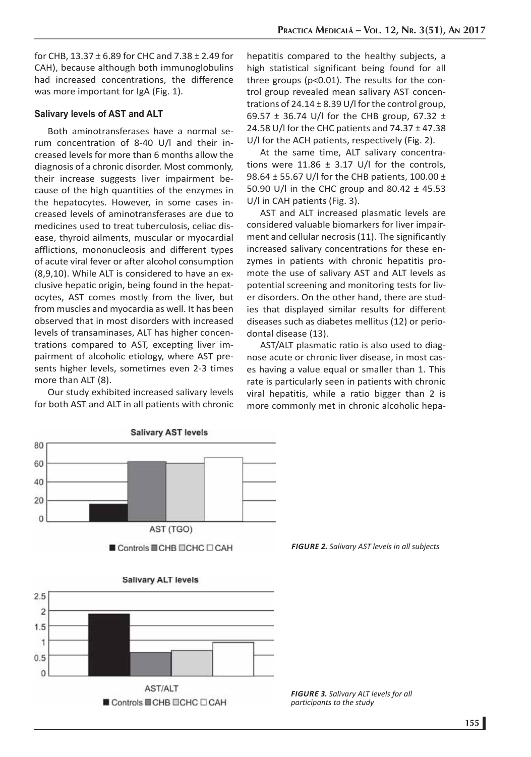for CHB, 13.37 ± 6.89 for CHC and 7.38 ± 2.49 for CAH), because although both immunoglobulins had increased concentrations, the difference was more important for IgA (Fig. 1).

### Salivary levels of AST and ALT

Both aminotransferases have a normal serum concentration of 8-40 U/l and their increased levels for more than 6 months allow the diagnosis of a chronic disorder. Most commonly, their increase suggests liver impairment because of the high quantities of the enzymes in the hepatocytes. However, in some cases increased levels of aminotransferases are due to medicines used to treat tuberculosis, celiac disease, thyroid ailments, muscular or myocardial afflictions, mononucleosis and different types of acute viral fever or after alcohol consumption (8,9,10). While ALT is considered to have an exclusive hepatic origin, being found in the hepatocytes, AST comes mostly from the liver, but from muscles and myocardia as well. It has been observed that in most disorders with increased levels of transaminases, ALT has higher concentrations compared to AST, excepting liver impairment of alcoholic etiology, where AST presents higher levels, sometimes even 2-3 times more than ALT (8).

Our study exhibited increased salivary levels for both AST and ALT in all patients with chronic hepatitis compared to the healthy subjects, a high statistical significant being found for all three groups ($p<0.01$). The results for the control group revealed mean salivary AST concentrations of 24.14 ± 8.39 U/l for the control group, 69.57 ± 36.74 U/l for the CHB group, 67.32 ± 24.58 U/l for the CHC patients and 74.37 ± 47.38 U/l for the ACH patients, respectively (Fig. 2).

At the same time, ALT salivary concentrations were 11.86 ± 3.17 U/l for the controls, 98.64 ± 55.67 U/l for the CHB patients, 100.00 ± 50.90 U/l in the CHC group and 80.42 ± 45.53 U/l in CAH patients (Fig. 3).

AST and ALT increased plasmatic levels are considered valuable biomarkers for liver impairment and cellular necrosis (11). The significantly increased salivary concentrations for these enzymes in patients with chronic hepatitis promote the use of salivary AST and ALT levels as potential screening and monitoring tests for liver disorders. On the other hand, there are studies that displayed similar results for different diseases such as diabetes mellitus (12) or periodontal disease (13).

AST/ALT plasmatic ratio is also used to diagnose acute or chronic liver disease, in most cases having a value equal or smaller than 1. This rate is particularly seen in patients with chronic viral hepatitis, while a ratio bigger than 2 is more commonly met in chronic alcoholic hepa-

*FIGURE 2. Salivary AST levels in all subjects*

*FIGURE 3. Salivary ALT levels for all participants to the study*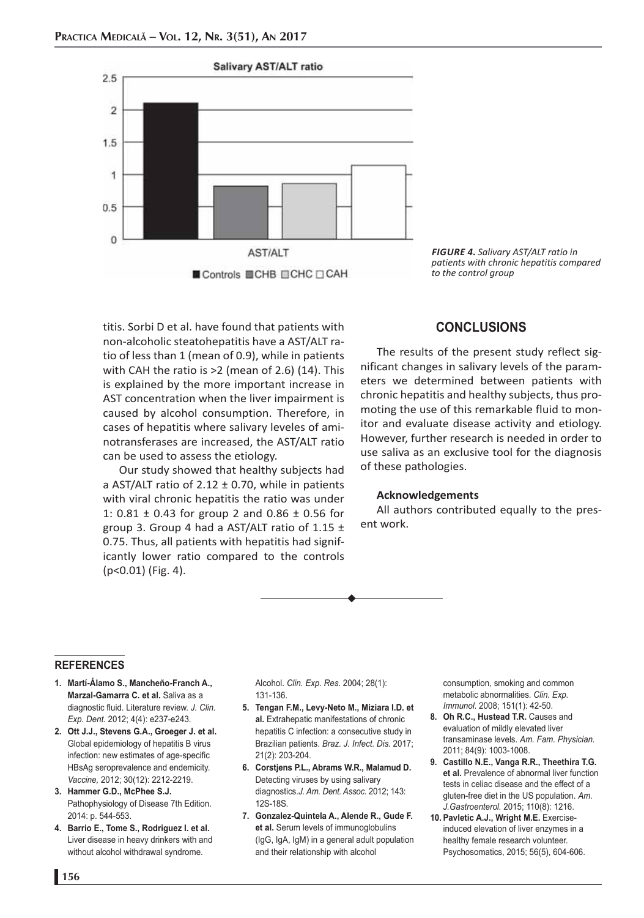FIGURE 4. Salivary AST/ALT ratio in patients with chronic hepatitis compared to the control group

titis. Sorbi D et al. have found that patients with non-alcoholic steatohepatitis have a AST/ALT ratio of less than 1 (mean of 0.9), while in patients with CAH the ratio is >2 (mean of 2.6) (14). This is explained by the more important increase in AST concentration when the liver impairment is caused by alcohol consumption. Therefore, in cases of hepatitis where salivary leveles of aminotransferases are increased, the AST/ALT ratio can be used to assess the etiology.

Our study showed that healthy subjects had a AST/ALT ratio of $2.12 \pm 0.70$, while in patients with viral chronic hepatitis the ratio was under 1: $0.81 \pm 0.43$ for group 2 and $0.86 \pm 0.56$ for group 3. Group 4 had a AST/ALT ratio of $1.15 \pm 0.75$. Thus, all patients with hepatitis had significantly lower ratio compared to the controls ($p<0.01$) (Fig. 4).

## CONCLUSIONS

The results of the present study reflect significant changes in salivary levels of the parameters we determined between patients with chronic hepatitis and healthy subjects, thus promoting the use of this remarkable fluid to monitor and evaluate disease activity and etiology. However, further research is needed in order to use saliva as an exclusive tool for the diagnosis of these pathologies.

### Acknowledgements

All authors contributed equally to the present work.

## REFERENCES

1. **Martí-Álamo S., Mancheño-Franch A., Marzal-Gamarra C. et al.** Saliva as a diagnostic fluid. Literature review. *J. Clin. Exp. Dent.* 2012; 4(4): e237-e243.
2. **Ott J.J., Stevens G.A., Groeger J. et al.** Global epidemiology of hepatitis B virus infection: new estimates of age-specific HBsAg seroprevalence and endemicity. *Vaccine,* 2012; 30(12): 2212-2219.
3. **Hammer G.D., McPhee S.J.** Pathophysiology of Disease 7th Edition. 2014: p. 544-553.
4. **Barrio E., Tome S., Rodriguez I. et al.** Liver disease in heavy drinkers with and without alcohol withdrawal syndrome. Alcohol. *Clin. Exp. Res.* 2004; 28(1): 131-136.
5. **Tengan F.M., Levy-Neto M., Miziara I.D. et al.** Extrahepatic manifestations of chronic hepatitis C infection: a consecutive study in Brazilian patients. *Braz. J. Infect. Dis.* 2017; 21(2): 203-204.
6. **Corstjens P.L., Abrams W.R., Malamud D.** Detecting viruses by using salivary diagnostics.*J. Am. Dent. Assoc.* 2012; 143: 12S-18S.
7. **Gonzalez-Quintela A., Alende R., Gude F. et al.** Serum levels of immunoglobulins (IgG, IgA, IgM) in a general adult population and their relationship with alcohol consumption, smoking and common metabolic abnormalities. *Clin. Exp. Immunol.* 2008; 151(1): 42-50.
8. **Oh R.C., Hustead T.R.** Causes and evaluation of mildly elevated liver transaminase levels. *Am. Fam. Physician.* 2011; 84(9): 1003-1008.
9. **Castillo N.E., Vanga R.R., Theethira T.G. et al.** Prevalence of abnormal liver function tests in celiac disease and the effect of a gluten-free diet in the US population. *Am. J.Gastroenterol.* 2015; 110(8): 1216.
10. **Pavletic A.J., Wright M.E.** Exercise-induced elevation of liver enzymes in a healthy female research volunteer. Psychosomatics, 2015; 56(5), 604-606.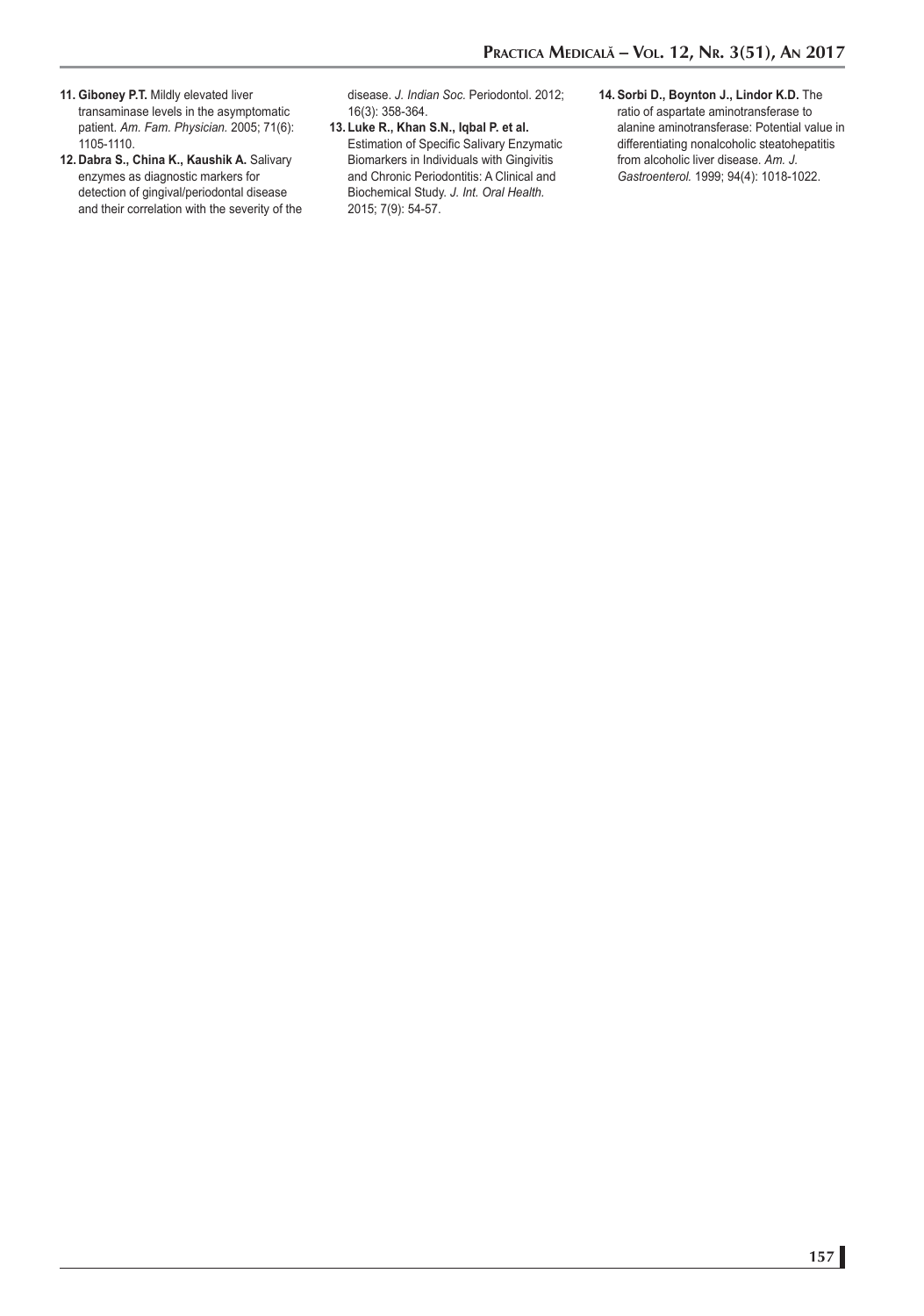11. **Giboney P.T.** Mildly elevated liver transaminase levels in the asymptomatic patient. *Am. Fam. Physician.* 2005; 71(6): 1105-1110.
12. **Dabra S., China K., Kaushik A.** Salivary enzymes as diagnostic markers for detection of gingival/periodontal disease and their correlation with the severity of the disease. *J. Indian Soc.* Periodontol. 2012; 16(3): 358-364.
13. **Luke R., Khan S.N., Iqbal P. et al.** Estimation of Specific Salivary Enzymatic Biomarkers in Individuals with Gingivitis and Chronic Periodontitis: A Clinical and Biochemical Study. *J. Int. Oral Health.* 2015; 7(9): 54-57.
14. **Sorbi D., Boynton J., Lindor K.D.** The ratio of aspartate aminotransferase to alanine aminotransferase: Potential value in differentiating nonalcoholic steatohepatitis from alcoholic liver disease. *Am. J. Gastroenterol.* 1999; 94(4): 1018-1022.